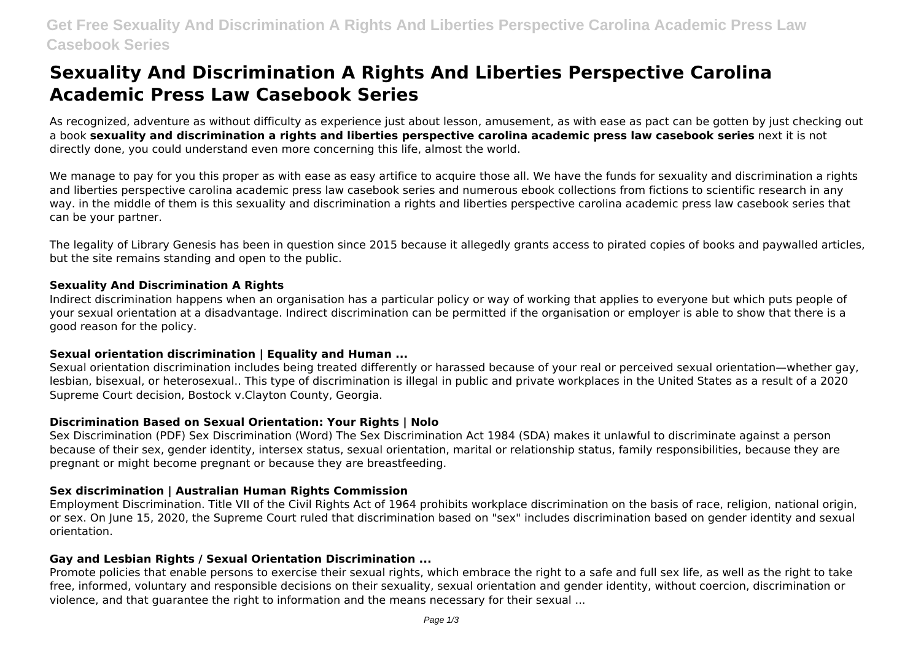# Sexuality And Discrimination A Rights And Liberties Perspective Carolina Academic Press Law Casebook Series

As recognized, adventure as without difficulty as experience just about lesson, amusement, as with ease as pact can be gotten by just checking out a book **sexuality and discrimination a rights and liberties perspective carolina academic press law casebook series** next it is not directly done, you could understand even more concerning this life, almost the world.

We manage to pay for you this proper as with ease as easy artifice to acquire those all. We have the funds for sexuality and discrimination a rights and liberties perspective carolina academic press law casebook series and numerous ebook collections from fictions to scientific research in any way. in the middle of them is this sexuality and discrimination a rights and liberties perspective carolina academic press law casebook series that can be your partner.

The legality of Library Genesis has been in question since 2015 because it allegedly grants access to pirated copies of books and paywalled articles, but the site remains standing and open to the public.

### Sexuality And Discrimination A Rights

Indirect discrimination happens when an organisation has a particular policy or way of working that applies to everyone but which puts people of your sexual orientation at a disadvantage. Indirect discrimination can be permitted if the organisation or employer is able to show that there is a good reason for the policy.

### Sexual orientation discrimination | Equality and Human ...

Sexual orientation discrimination includes being treated differently or harassed because of your real or perceived sexual orientation—whether gay, lesbian, bisexual, or heterosexual.. This type of discrimination is illegal in public and private workplaces in the United States as a result of a 2020 Supreme Court decision, Bostock v.Clayton County, Georgia.

### Discrimination Based on Sexual Orientation: Your Rights | Nolo

Sex Discrimination (PDF) Sex Discrimination (Word) The Sex Discrimination Act 1984 (SDA) makes it unlawful to discriminate against a person because of their sex, gender identity, intersex status, sexual orientation, marital or relationship status, family responsibilities, because they are pregnant or might become pregnant or because they are breastfeeding.

### Sex discrimination | Australian Human Rights Commission

Employment Discrimination. Title VII of the Civil Rights Act of 1964 prohibits workplace discrimination on the basis of race, religion, national origin, or sex. On June 15, 2020, the Supreme Court ruled that discrimination based on "sex" includes discrimination based on gender identity and sexual orientation.

### Gay and Lesbian Rights / Sexual Orientation Discrimination ...

Promote policies that enable persons to exercise their sexual rights, which embrace the right to a safe and full sex life, as well as the right to take free, informed, voluntary and responsible decisions on their sexuality, sexual orientation and gender identity, without coercion, discrimination or violence, and that guarantee the right to information and the means necessary for their sexual ...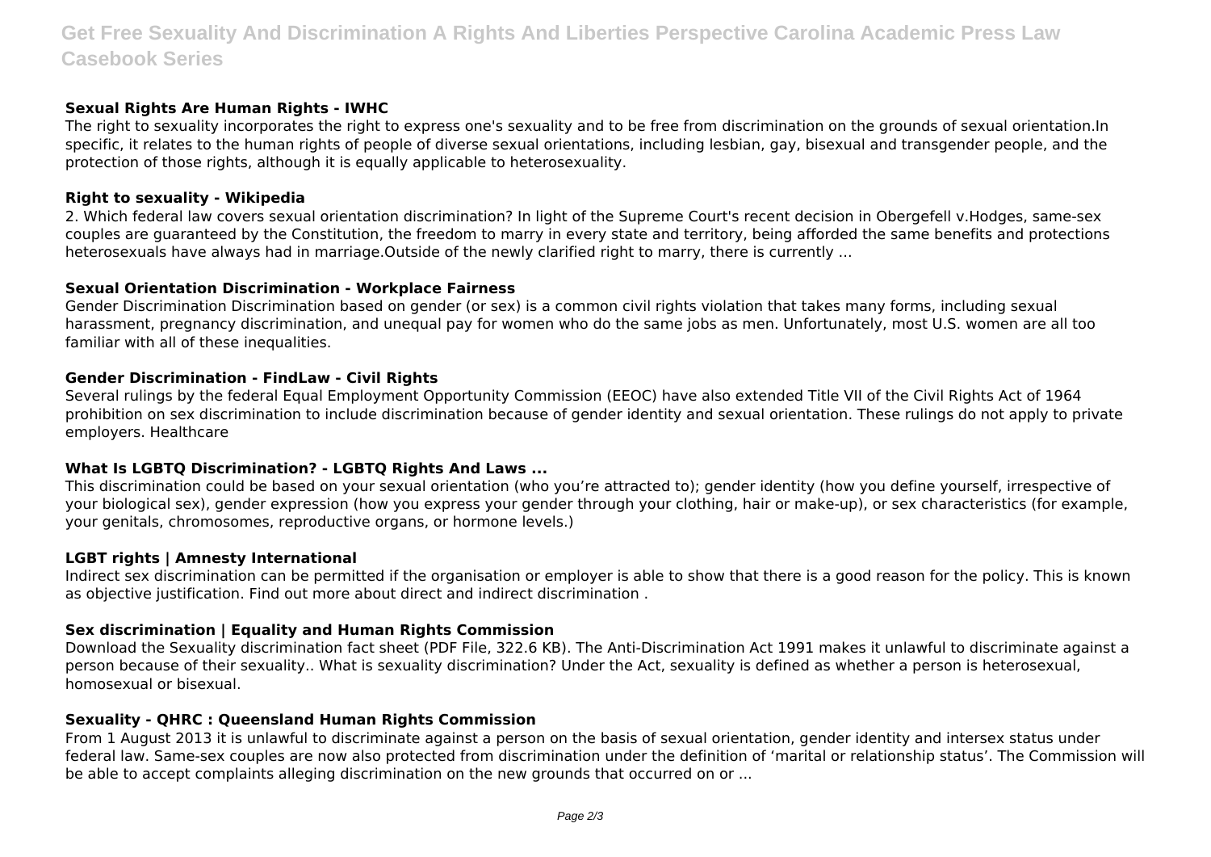### Sexual Rights Are Human Rights - IWHC

The right to sexuality incorporates the right to express one's sexuality and to be free from discrimination on the grounds of sexual orientation.In specific, it relates to the human rights of people of diverse sexual orientations, including lesbian, gay, bisexual and transgender people, and the protection of those rights, although it is equally applicable to heterosexuality.

### Right to sexuality - Wikipedia

2. Which federal law covers sexual orientation discrimination? In light of the Supreme Court's recent decision in Obergefell v.Hodges, same-sex couples are guaranteed by the Constitution, the freedom to marry in every state and territory, being afforded the same benefits and protections heterosexuals have always had in marriage.Outside of the newly clarified right to marry, there is currently ...

### Sexual Orientation Discrimination - Workplace Fairness

Gender Discrimination Discrimination based on gender (or sex) is a common civil rights violation that takes many forms, including sexual harassment, pregnancy discrimination, and unequal pay for women who do the same jobs as men. Unfortunately, most U.S. women are all too familiar with all of these inequalities.

### Gender Discrimination - FindLaw - Civil Rights

Several rulings by the federal Equal Employment Opportunity Commission (EEOC) have also extended Title VII of the Civil Rights Act of 1964 prohibition on sex discrimination to include discrimination because of gender identity and sexual orientation. These rulings do not apply to private employers. Healthcare

### What Is LGBTQ Discrimination? - LGBTQ Rights And Laws ...

This discrimination could be based on your sexual orientation (who you're attracted to); gender identity (how you define yourself, irrespective of your biological sex), gender expression (how you express your gender through your clothing, hair or make-up), or sex characteristics (for example, your genitals, chromosomes, reproductive organs, or hormone levels.)

### LGBT rights | Amnesty International

Indirect sex discrimination can be permitted if the organisation or employer is able to show that there is a good reason for the policy. This is known as objective justification. Find out more about direct and indirect discrimination .

### Sex discrimination | Equality and Human Rights Commission

Download the Sexuality discrimination fact sheet (PDF File, 322.6 KB). The Anti-Discrimination Act 1991 makes it unlawful to discriminate against a person because of their sexuality.. What is sexuality discrimination? Under the Act, sexuality is defined as whether a person is heterosexual, homosexual or bisexual.

### Sexuality - QHRC : Queensland Human Rights Commission

From 1 August 2013 it is unlawful to discriminate against a person on the basis of sexual orientation, gender identity and intersex status under federal law. Same-sex couples are now also protected from discrimination under the definition of 'marital or relationship status'. The Commission will be able to accept complaints alleging discrimination on the new grounds that occurred on or ...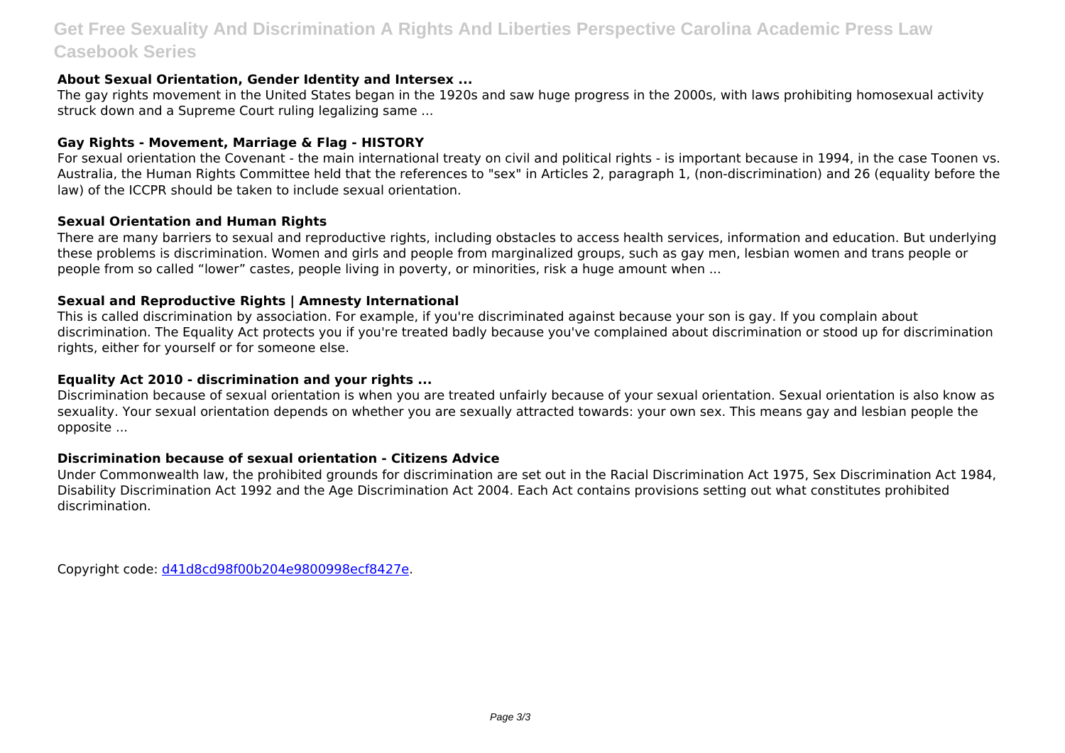#### About Sexual Orientation, Gender Identity and Intersex ...

The gay rights movement in the United States began in the 1920s and saw huge progress in the 2000s, with laws prohibiting homosexual activity struck down and a Supreme Court ruling legalizing same ...

#### Gay Rights - Movement, Marriage & Flag - HISTORY

For sexual orientation the Covenant - the main international treaty on civil and political rights - is important because in 1994, in the case Toonen vs. Australia, the Human Rights Committee held that the references to "sex" in Articles 2, paragraph 1, (non-discrimination) and 26 (equality before the law) of the ICCPR should be taken to include sexual orientation.

#### Sexual Orientation and Human Rights

There are many barriers to sexual and reproductive rights, including obstacles to access health services, information and education. But underlying these problems is discrimination. Women and girls and people from marginalized groups, such as gay men, lesbian women and trans people or people from so called “lower” castes, people living in poverty, or minorities, risk a huge amount when ...

#### Sexual and Reproductive Rights | Amnesty International

This is called discrimination by association. For example, if you're discriminated against because your son is gay. If you complain about discrimination. The Equality Act protects you if you're treated badly because you've complained about discrimination or stood up for discrimination rights, either for yourself or for someone else.

#### Equality Act 2010 - discrimination and your rights ...

Discrimination because of sexual orientation is when you are treated unfairly because of your sexual orientation. Sexual orientation is also know as sexuality. Your sexual orientation depends on whether you are sexually attracted towards: your own sex. This means gay and lesbian people the opposite ...

#### Discrimination because of sexual orientation - Citizens Advice

Under Commonwealth law, the prohibited grounds for discrimination are set out in the Racial Discrimination Act 1975, Sex Discrimination Act 1984, Disability Discrimination Act 1992 and the Age Discrimination Act 2004. Each Act contains provisions setting out what constitutes prohibited discrimination.

Copyright code: d41d8cd98f00b204e9800998ecf8427e.